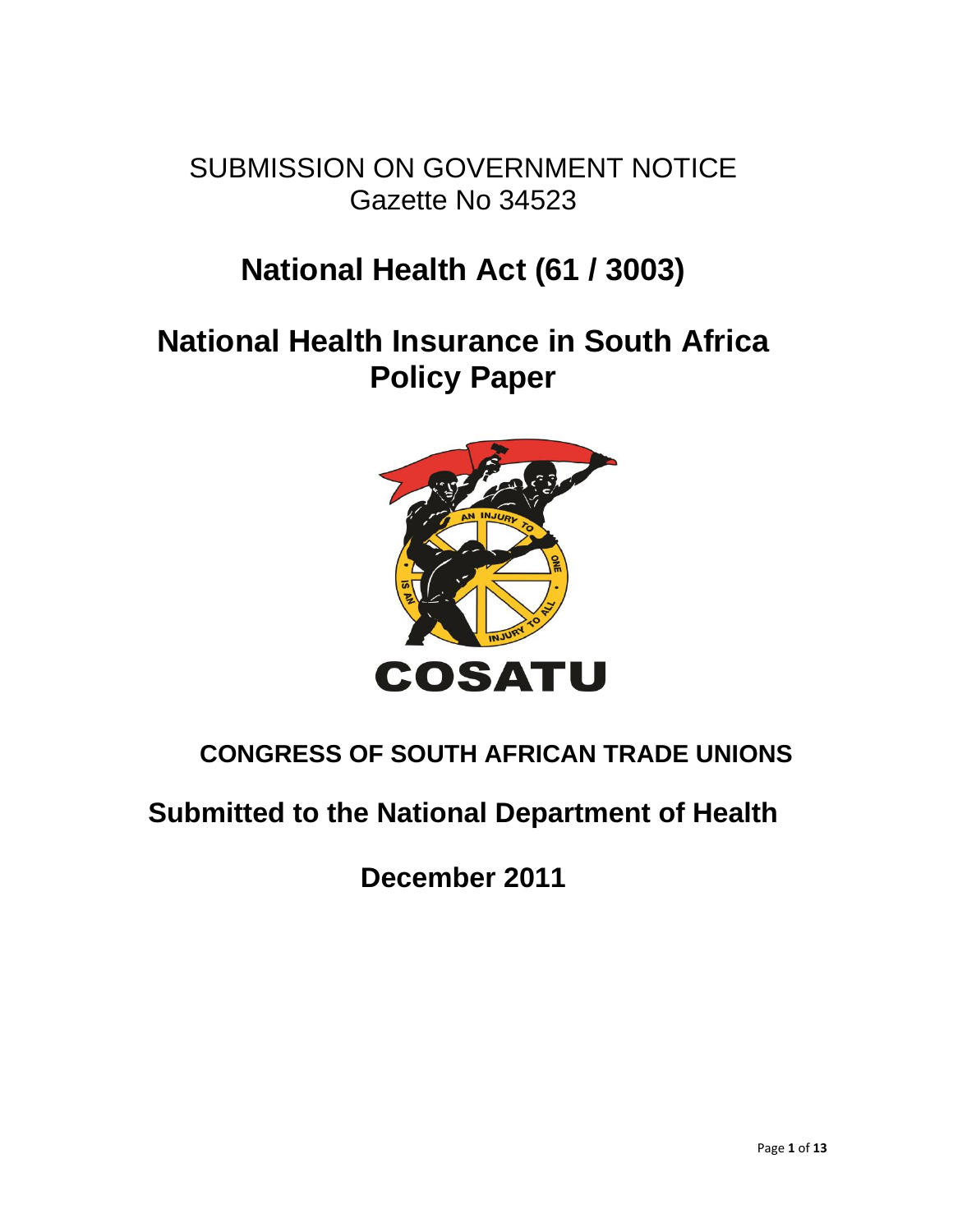SUBMISSION ON GOVERNMENT NOTICE
Gazette No 34523

# National Health Act (61 / 3003)

# National Health Insurance in South Africa Policy Paper

**CONGRESS OF SOUTH AFRICAN TRADE UNIONS**

## Submitted to the National Department of Health

## December 2011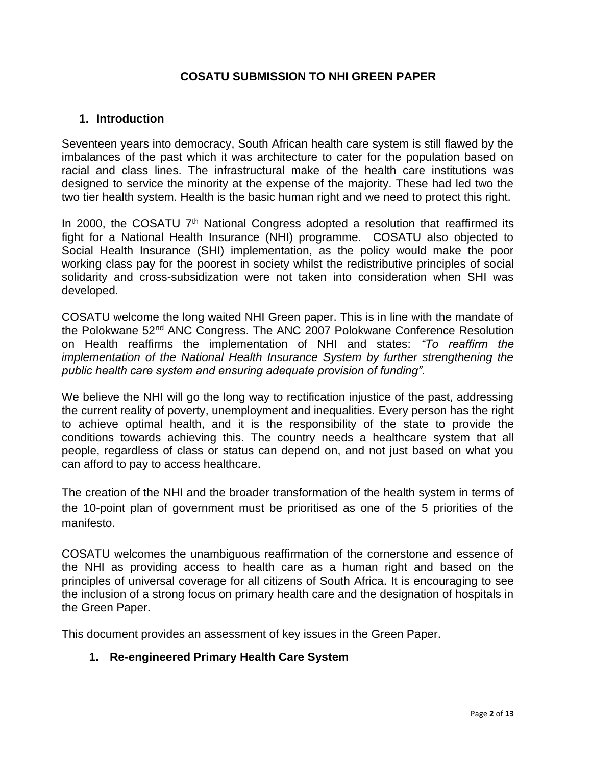# COSATU SUBMISSION TO NHI GREEN PAPER

## 1. Introduction

Seventeen years into democracy, South African health care system is still flawed by the imbalances of the past which it was architecture to cater for the population based on racial and class lines. The infrastructural make of the health care institutions was designed to service the minority at the expense of the majority. These had led two the two tier health system. Health is the basic human right and we need to protect this right.

In 2000, the COSATU 7th National Congress adopted a resolution that reaffirmed its fight for a National Health Insurance (NHI) programme. COSATU also objected to Social Health Insurance (SHI) implementation, as the policy would make the poor working class pay for the poorest in society whilst the redistributive principles of social solidarity and cross-subsidization were not taken into consideration when SHI was developed.

COSATU welcome the long waited NHI Green paper. This is in line with the mandate of the Polokwane 52nd ANC Congress. The ANC 2007 Polokwane Conference Resolution on Health reaffirms the implementation of NHI and states: *"To reaffirm the implementation of the National Health Insurance System by further strengthening the public health care system and ensuring adequate provision of funding".*

We believe the NHI will go the long way to rectification injustice of the past, addressing the current reality of poverty, unemployment and inequalities. Every person has the right to achieve optimal health, and it is the responsibility of the state to provide the conditions towards achieving this. The country needs a healthcare system that all people, regardless of class or status can depend on, and not just based on what you can afford to pay to access healthcare.

The creation of the NHI and the broader transformation of the health system in terms of the 10-point plan of government must be prioritised as one of the 5 priorities of the manifesto.

COSATU welcomes the unambiguous reaffirmation of the cornerstone and essence of the NHI as providing access to health care as a human right and based on the principles of universal coverage for all citizens of South Africa. It is encouraging to see the inclusion of a strong focus on primary health care and the designation of hospitals in the Green Paper.

This document provides an assessment of key issues in the Green Paper.

## 1. Re-engineered Primary Health Care System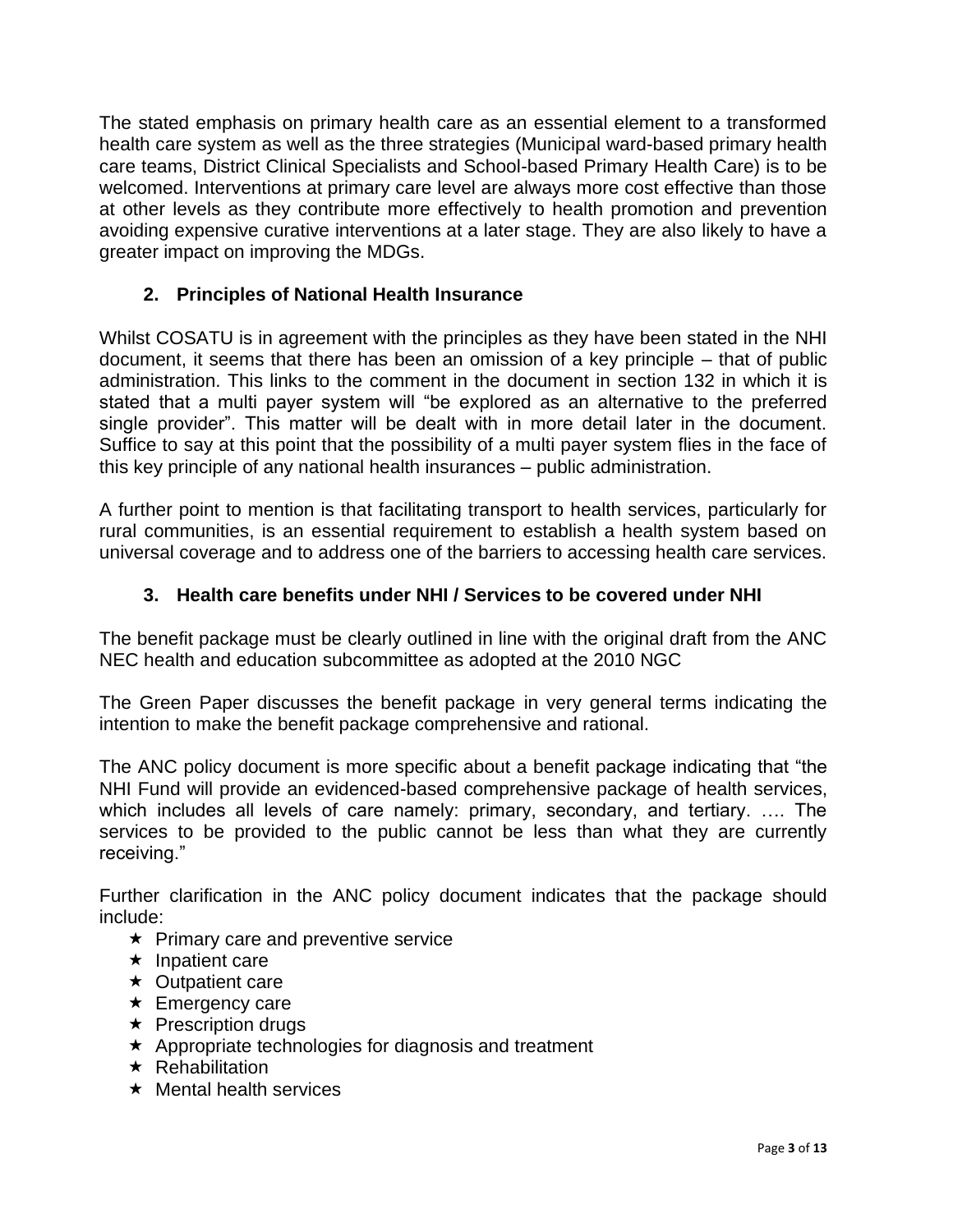The stated emphasis on primary health care as an essential element to a transformed health care system as well as the three strategies (Municipal ward-based primary health care teams, District Clinical Specialists and School-based Primary Health Care) is to be welcomed. Interventions at primary care level are always more cost effective than those at other levels as they contribute more effectively to health promotion and prevention avoiding expensive curative interventions at a later stage. They are also likely to have a greater impact on improving the MDGs.

## 2. Principles of National Health Insurance

Whilst COSATU is in agreement with the principles as they have been stated in the NHI document, it seems that there has been an omission of a key principle – that of public administration. This links to the comment in the document in section 132 in which it is stated that a multi payer system will "be explored as an alternative to the preferred single provider". This matter will be dealt with in more detail later in the document. Suffice to say at this point that the possibility of a multi payer system flies in the face of this key principle of any national health insurances – public administration.

A further point to mention is that facilitating transport to health services, particularly for rural communities, is an essential requirement to establish a health system based on universal coverage and to address one of the barriers to accessing health care services.

## 3. Health care benefits under NHI / Services to be covered under NHI

The benefit package must be clearly outlined in line with the original draft from the ANC NEC health and education subcommittee as adopted at the 2010 NGC

The Green Paper discusses the benefit package in very general terms indicating the intention to make the benefit package comprehensive and rational.

The ANC policy document is more specific about a benefit package indicating that "the NHI Fund will provide an evidenced-based comprehensive package of health services, which includes all levels of care namely: primary, secondary, and tertiary. …. The services to be provided to the public cannot be less than what they are currently receiving."

Further clarification in the ANC policy document indicates that the package should include:

- Primary care and preventive service
- Inpatient care
- Outpatient care
- Emergency care
- Prescription drugs
- Appropriate technologies for diagnosis and treatment
- Rehabilitation
- Mental health services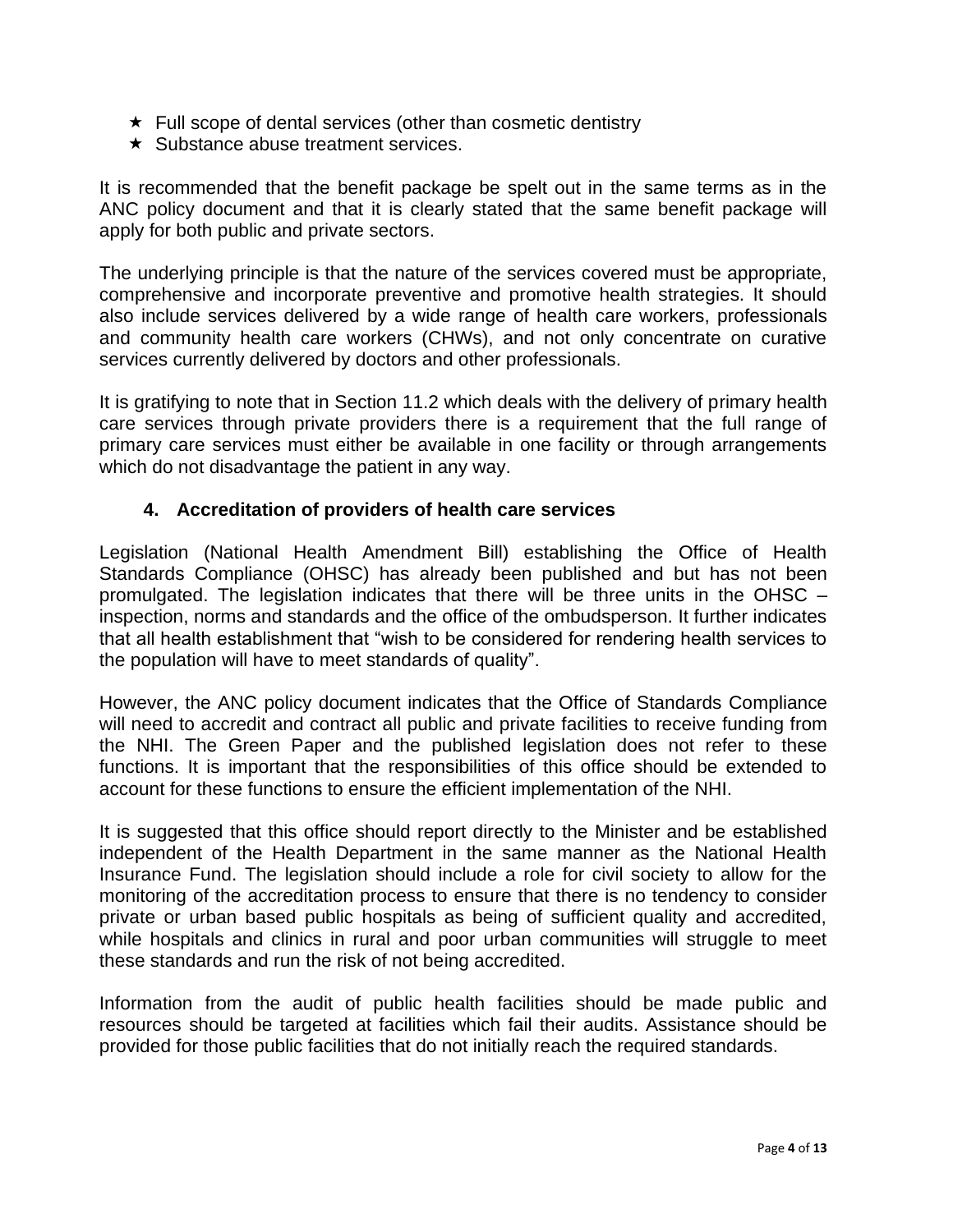- Full scope of dental services (other than cosmetic dentistry
- Substance abuse treatment services.

It is recommended that the benefit package be spelt out in the same terms as in the ANC policy document and that it is clearly stated that the same benefit package will apply for both public and private sectors.

The underlying principle is that the nature of the services covered must be appropriate, comprehensive and incorporate preventive and promotive health strategies. It should also include services delivered by a wide range of health care workers, professionals and community health care workers (CHWs), and not only concentrate on curative services currently delivered by doctors and other professionals.

It is gratifying to note that in Section 11.2 which deals with the delivery of primary health care services through private providers there is a requirement that the full range of primary care services must either be available in one facility or through arrangements which do not disadvantage the patient in any way.

## 4. Accreditation of providers of health care services

Legislation (National Health Amendment Bill) establishing the Office of Health Standards Compliance (OHSC) has already been published and but has not been promulgated. The legislation indicates that there will be three units in the OHSC – inspection, norms and standards and the office of the ombudsperson. It further indicates that all health establishment that "wish to be considered for rendering health services to the population will have to meet standards of quality".

However, the ANC policy document indicates that the Office of Standards Compliance will need to accredit and contract all public and private facilities to receive funding from the NHI. The Green Paper and the published legislation does not refer to these functions. It is important that the responsibilities of this office should be extended to account for these functions to ensure the efficient implementation of the NHI.

It is suggested that this office should report directly to the Minister and be established independent of the Health Department in the same manner as the National Health Insurance Fund. The legislation should include a role for civil society to allow for the monitoring of the accreditation process to ensure that there is no tendency to consider private or urban based public hospitals as being of sufficient quality and accredited, while hospitals and clinics in rural and poor urban communities will struggle to meet these standards and run the risk of not being accredited.

Information from the audit of public health facilities should be made public and resources should be targeted at facilities which fail their audits. Assistance should be provided for those public facilities that do not initially reach the required standards.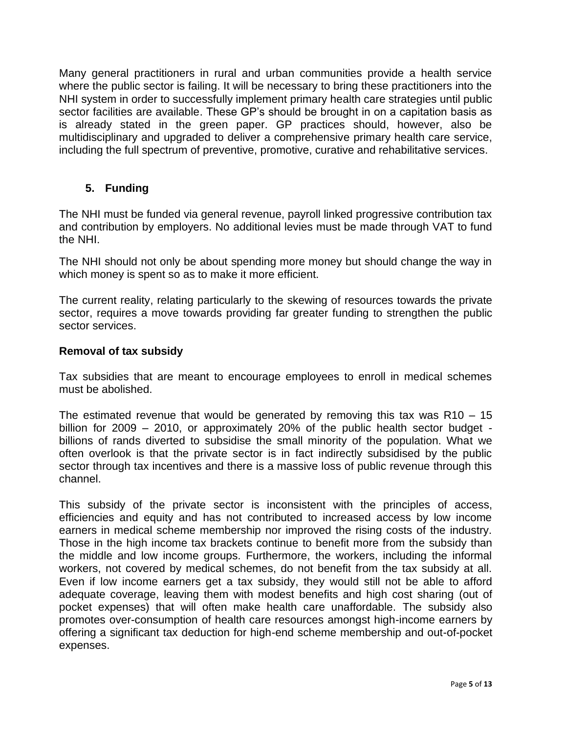Many general practitioners in rural and urban communities provide a health service where the public sector is failing. It will be necessary to bring these practitioners into the NHI system in order to successfully implement primary health care strategies until public sector facilities are available. These GP's should be brought in on a capitation basis as is already stated in the green paper. GP practices should, however, also be multidisciplinary and upgraded to deliver a comprehensive primary health care service, including the full spectrum of preventive, promotive, curative and rehabilitative services.

## 5. Funding

The NHI must be funded via general revenue, payroll linked progressive contribution tax and contribution by employers. No additional levies must be made through VAT to fund the NHI.

The NHI should not only be about spending more money but should change the way in which money is spent so as to make it more efficient.

The current reality, relating particularly to the skewing of resources towards the private sector, requires a move towards providing far greater funding to strengthen the public sector services.

### Removal of tax subsidy

Tax subsidies that are meant to encourage employees to enroll in medical schemes must be abolished.

The estimated revenue that would be generated by removing this tax was R10 – 15 billion for 2009 – 2010, or approximately 20% of the public health sector budget - billions of rands diverted to subsidise the small minority of the population. What we often overlook is that the private sector is in fact indirectly subsidised by the public sector through tax incentives and there is a massive loss of public revenue through this channel.

This subsidy of the private sector is inconsistent with the principles of access, efficiencies and equity and has not contributed to increased access by low income earners in medical scheme membership nor improved the rising costs of the industry. Those in the high income tax brackets continue to benefit more from the subsidy than the middle and low income groups. Furthermore, the workers, including the informal workers, not covered by medical schemes, do not benefit from the tax subsidy at all. Even if low income earners get a tax subsidy, they would still not be able to afford adequate coverage, leaving them with modest benefits and high cost sharing (out of pocket expenses) that will often make health care unaffordable. The subsidy also promotes over-consumption of health care resources amongst high-income earners by offering a significant tax deduction for high-end scheme membership and out-of-pocket expenses.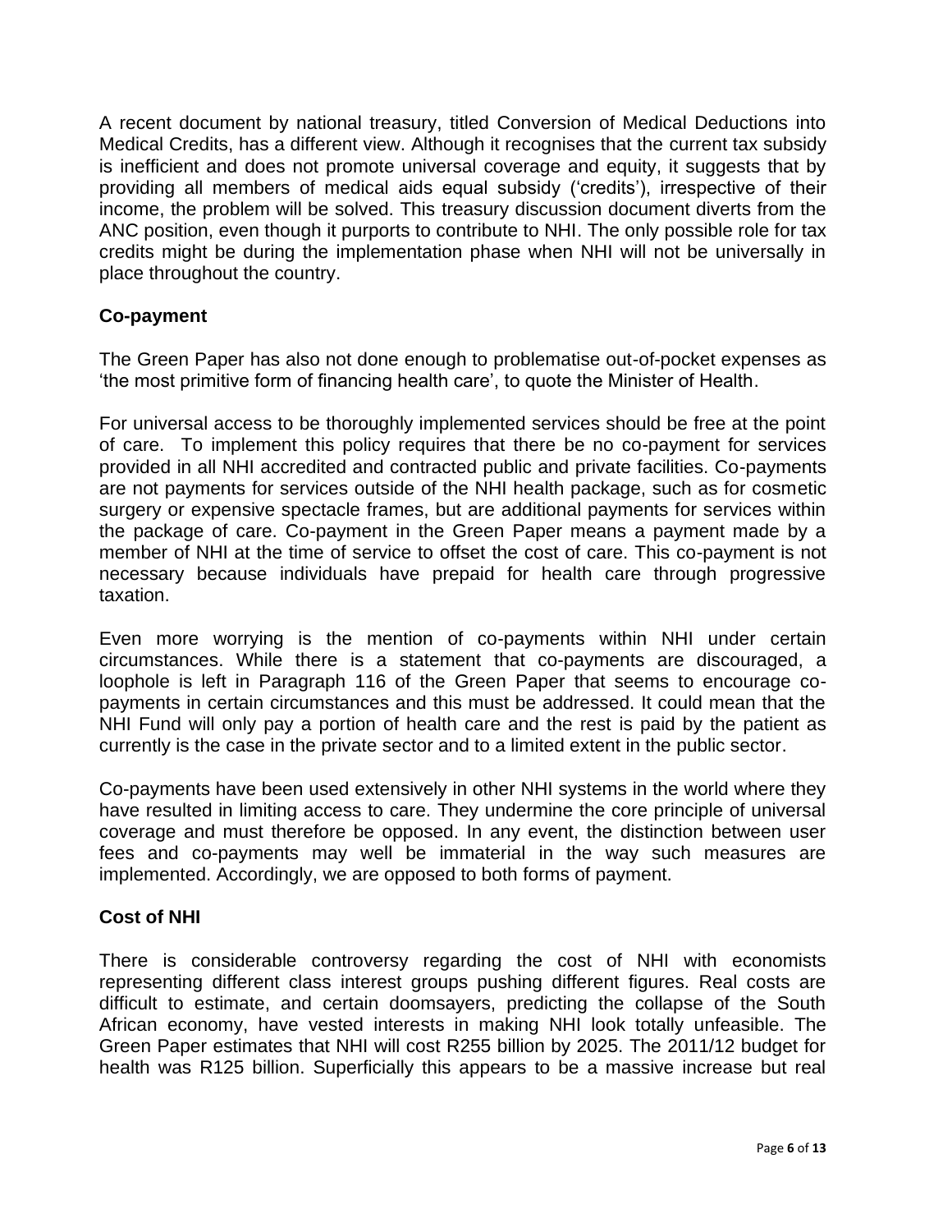A recent document by national treasury, titled Conversion of Medical Deductions into Medical Credits, has a different view. Although it recognises that the current tax subsidy is inefficient and does not promote universal coverage and equity, it suggests that by providing all members of medical aids equal subsidy ('credits'), irrespective of their income, the problem will be solved. This treasury discussion document diverts from the ANC position, even though it purports to contribute to NHI. The only possible role for tax credits might be during the implementation phase when NHI will not be universally in place throughout the country.

### Co-payment

The Green Paper has also not done enough to problematise out-of-pocket expenses as 'the most primitive form of financing health care', to quote the Minister of Health.

For universal access to be thoroughly implemented services should be free at the point of care. To implement this policy requires that there be no co-payment for services provided in all NHI accredited and contracted public and private facilities. Co-payments are not payments for services outside of the NHI health package, such as for cosmetic surgery or expensive spectacle frames, but are additional payments for services within the package of care. Co-payment in the Green Paper means a payment made by a member of NHI at the time of service to offset the cost of care. This co-payment is not necessary because individuals have prepaid for health care through progressive taxation.

Even more worrying is the mention of co-payments within NHI under certain circumstances. While there is a statement that co-payments are discouraged, a loophole is left in Paragraph 116 of the Green Paper that seems to encourage co-payments in certain circumstances and this must be addressed. It could mean that the NHI Fund will only pay a portion of health care and the rest is paid by the patient as currently is the case in the private sector and to a limited extent in the public sector.

Co-payments have been used extensively in other NHI systems in the world where they have resulted in limiting access to care. They undermine the core principle of universal coverage and must therefore be opposed. In any event, the distinction between user fees and co-payments may well be immaterial in the way such measures are implemented. Accordingly, we are opposed to both forms of payment.

### Cost of NHI

There is considerable controversy regarding the cost of NHI with economists representing different class interest groups pushing different figures. Real costs are difficult to estimate, and certain doomsayers, predicting the collapse of the South African economy, have vested interests in making NHI look totally unfeasible. The Green Paper estimates that NHI will cost R255 billion by 2025. The 2011/12 budget for health was R125 billion. Superficially this appears to be a massive increase but real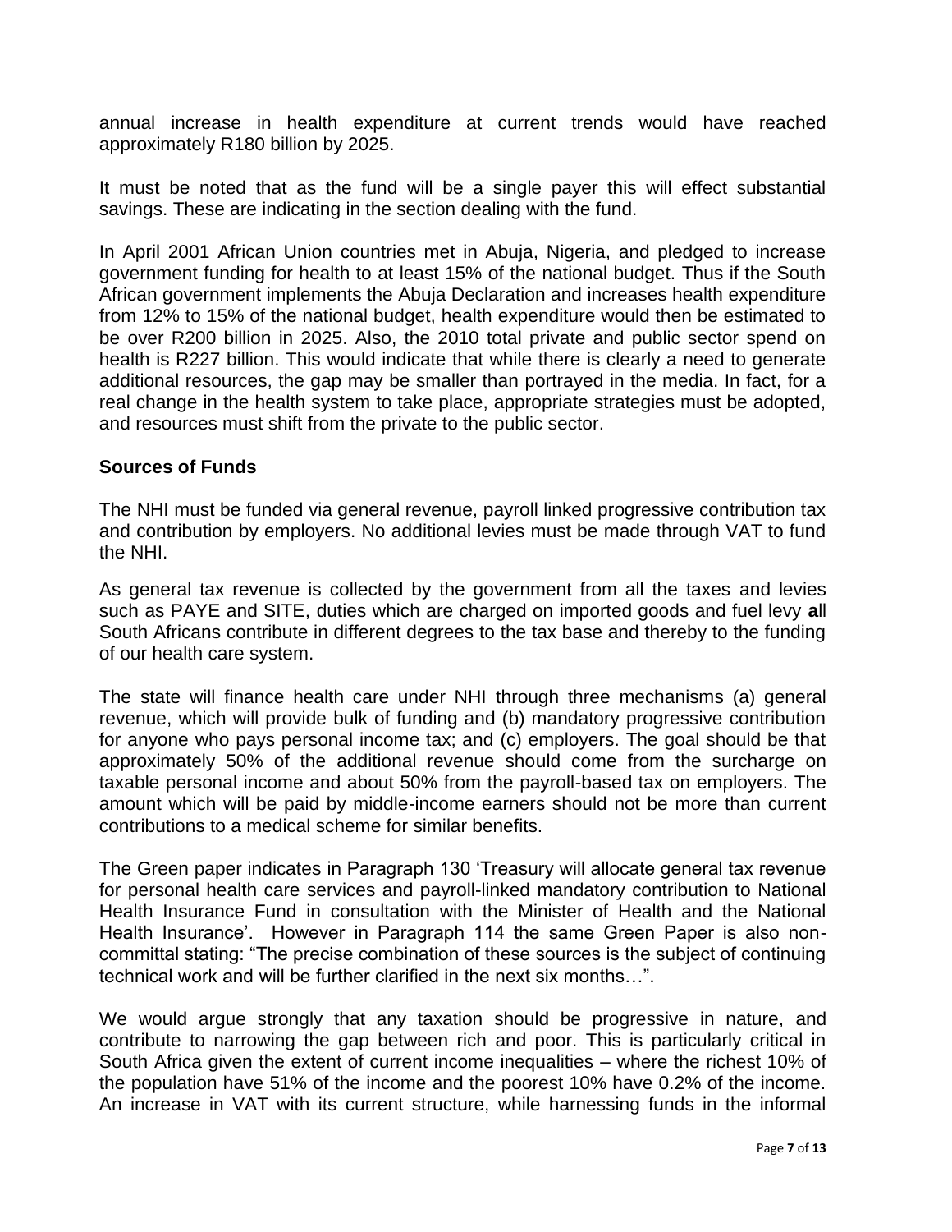annual increase in health expenditure at current trends would have reached approximately R180 billion by 2025.

It must be noted that as the fund will be a single payer this will effect substantial savings. These are indicating in the section dealing with the fund.

In April 2001 African Union countries met in Abuja, Nigeria, and pledged to increase government funding for health to at least 15% of the national budget. Thus if the South African government implements the Abuja Declaration and increases health expenditure from 12% to 15% of the national budget, health expenditure would then be estimated to be over R200 billion in 2025. Also, the 2010 total private and public sector spend on health is R227 billion. This would indicate that while there is clearly a need to generate additional resources, the gap may be smaller than portrayed in the media. In fact, for a real change in the health system to take place, appropriate strategies must be adopted, and resources must shift from the private to the public sector.

**Sources of Funds**

The NHI must be funded via general revenue, payroll linked progressive contribution tax and contribution by employers. No additional levies must be made through VAT to fund the NHI.

As general tax revenue is collected by the government from all the taxes and levies such as PAYE and SITE, duties which are charged on imported goods and fuel levy **a**ll South Africans contribute in different degrees to the tax base and thereby to the funding of our health care system.

The state will finance health care under NHI through three mechanisms (a) general revenue, which will provide bulk of funding and (b) mandatory progressive contribution for anyone who pays personal income tax; and (c) employers. The goal should be that approximately 50% of the additional revenue should come from the surcharge on taxable personal income and about 50% from the payroll-based tax on employers. The amount which will be paid by middle-income earners should not be more than current contributions to a medical scheme for similar benefits.

The Green paper indicates in Paragraph 130 'Treasury will allocate general tax revenue for personal health care services and payroll-linked mandatory contribution to National Health Insurance Fund in consultation with the Minister of Health and the National Health Insurance'. However in Paragraph 114 the same Green Paper is also non-committal stating: "The precise combination of these sources is the subject of continuing technical work and will be further clarified in the next six months…".

We would argue strongly that any taxation should be progressive in nature, and contribute to narrowing the gap between rich and poor. This is particularly critical in South Africa given the extent of current income inequalities – where the richest 10% of the population have 51% of the income and the poorest 10% have 0.2% of the income. An increase in VAT with its current structure, while harnessing funds in the informal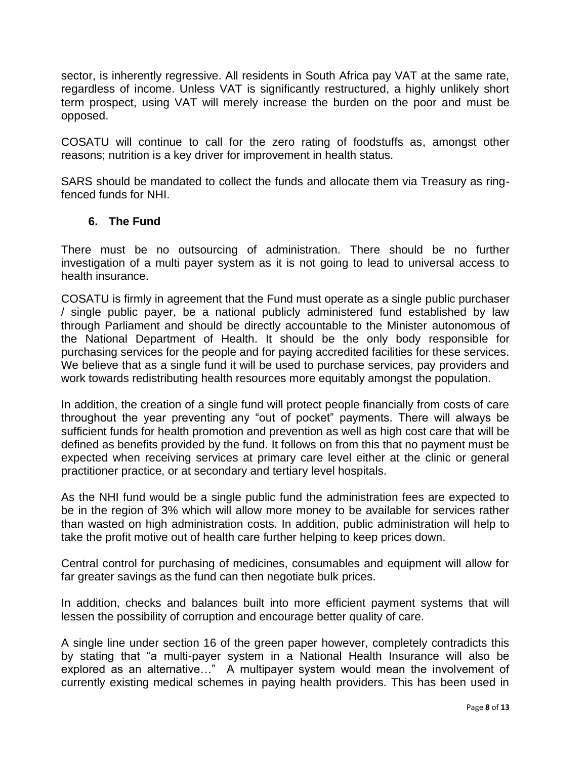sector, is inherently regressive. All residents in South Africa pay VAT at the same rate, regardless of income. Unless VAT is significantly restructured, a highly unlikely short term prospect, using VAT will merely increase the burden on the poor and must be opposed.

COSATU will continue to call for the zero rating of foodstuffs as, amongst other reasons; nutrition is a key driver for improvement in health status.

SARS should be mandated to collect the funds and allocate them via Treasury as ring-fenced funds for NHI.

## 6. The Fund

There must be no outsourcing of administration. There should be no further investigation of a multi payer system as it is not going to lead to universal access to health insurance.

COSATU is firmly in agreement that the Fund must operate as a single public purchaser / single public payer, be a national publicly administered fund established by law through Parliament and should be directly accountable to the Minister autonomous of the National Department of Health. It should be the only body responsible for purchasing services for the people and for paying accredited facilities for these services. We believe that as a single fund it will be used to purchase services, pay providers and work towards redistributing health resources more equitably amongst the population.

In addition, the creation of a single fund will protect people financially from costs of care throughout the year preventing any "out of pocket" payments. There will always be sufficient funds for health promotion and prevention as well as high cost care that will be defined as benefits provided by the fund. It follows on from this that no payment must be expected when receiving services at primary care level either at the clinic or general practitioner practice, or at secondary and tertiary level hospitals.

As the NHI fund would be a single public fund the administration fees are expected to be in the region of 3% which will allow more money to be available for services rather than wasted on high administration costs. In addition, public administration will help to take the profit motive out of health care further helping to keep prices down.

Central control for purchasing of medicines, consumables and equipment will allow for far greater savings as the fund can then negotiate bulk prices.

In addition, checks and balances built into more efficient payment systems that will lessen the possibility of corruption and encourage better quality of care.

A single line under section 16 of the green paper however, completely contradicts this by stating that "a multi-payer system in a National Health Insurance will also be explored as an alternative…" A multipayer system would mean the involvement of currently existing medical schemes in paying health providers. This has been used in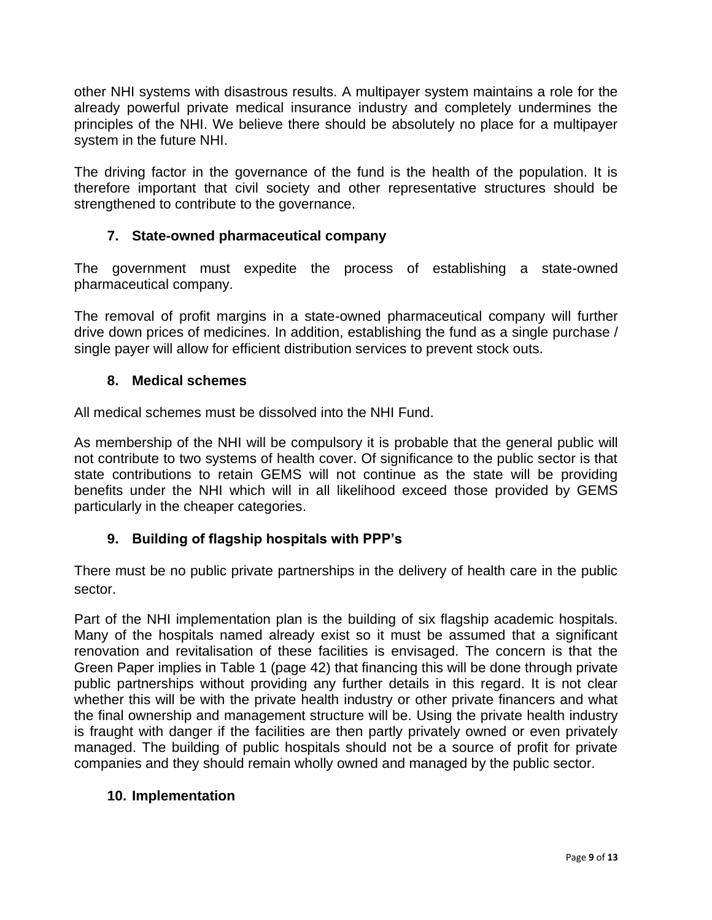other NHI systems with disastrous results. A multipayer system maintains a role for the already powerful private medical insurance industry and completely undermines the principles of the NHI. We believe there should be absolutely no place for a multipayer system in the future NHI.

The driving factor in the governance of the fund is the health of the population. It is therefore important that civil society and other representative structures should be strengthened to contribute to the governance.

### 7. State-owned pharmaceutical company

The government must expedite the process of establishing a state-owned pharmaceutical company.

The removal of profit margins in a state-owned pharmaceutical company will further drive down prices of medicines. In addition, establishing the fund as a single purchase / single payer will allow for efficient distribution services to prevent stock outs.

### 8. Medical schemes

All medical schemes must be dissolved into the NHI Fund.

As membership of the NHI will be compulsory it is probable that the general public will not contribute to two systems of health cover. Of significance to the public sector is that state contributions to retain GEMS will not continue as the state will be providing benefits under the NHI which will in all likelihood exceed those provided by GEMS particularly in the cheaper categories.

### 9. Building of flagship hospitals with PPP's

There must be no public private partnerships in the delivery of health care in the public sector.

Part of the NHI implementation plan is the building of six flagship academic hospitals. Many of the hospitals named already exist so it must be assumed that a significant renovation and revitalisation of these facilities is envisaged. The concern is that the Green Paper implies in Table 1 (page 42) that financing this will be done through private public partnerships without providing any further details in this regard. It is not clear whether this will be with the private health industry or other private financers and what the final ownership and management structure will be. Using the private health industry is fraught with danger if the facilities are then partly privately owned or even privately managed. The building of public hospitals should not be a source of profit for private companies and they should remain wholly owned and managed by the public sector.

### 10. Implementation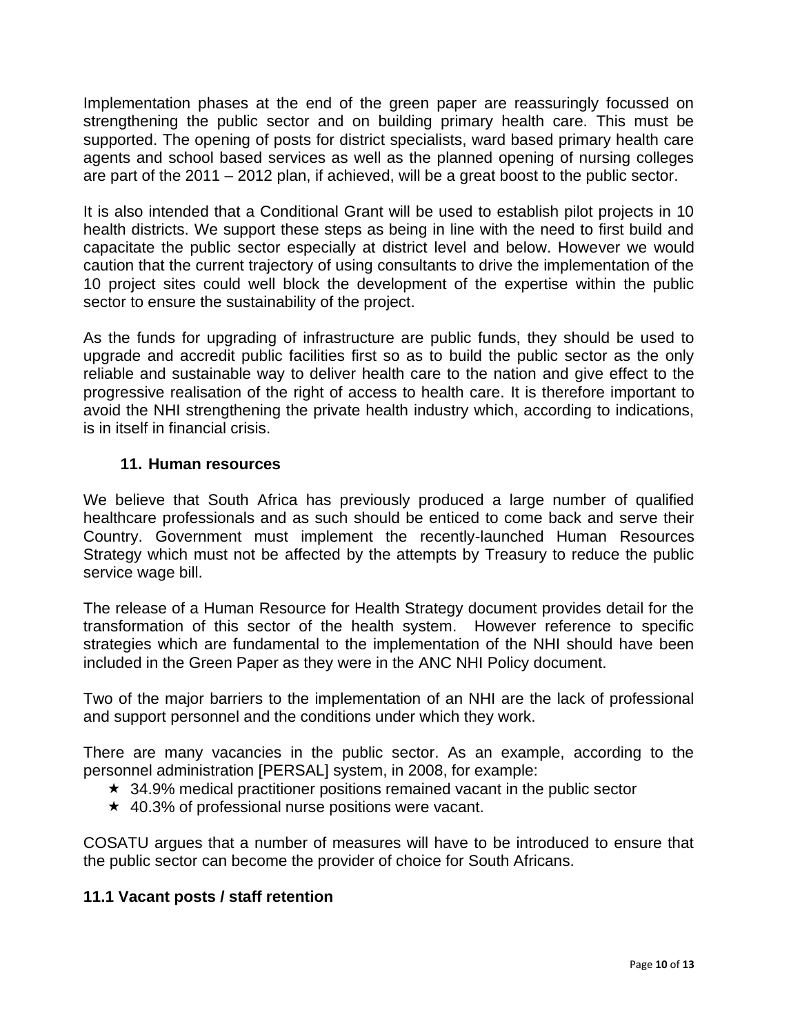Implementation phases at the end of the green paper are reassuringly focussed on strengthening the public sector and on building primary health care. This must be supported. The opening of posts for district specialists, ward based primary health care agents and school based services as well as the planned opening of nursing colleges are part of the 2011 – 2012 plan, if achieved, will be a great boost to the public sector.

It is also intended that a Conditional Grant will be used to establish pilot projects in 10 health districts. We support these steps as being in line with the need to first build and capacitate the public sector especially at district level and below. However we would caution that the current trajectory of using consultants to drive the implementation of the 10 project sites could well block the development of the expertise within the public sector to ensure the sustainability of the project.

As the funds for upgrading of infrastructure are public funds, they should be used to upgrade and accredit public facilities first so as to build the public sector as the only reliable and sustainable way to deliver health care to the nation and give effect to the progressive realisation of the right of access to health care. It is therefore important to avoid the NHI strengthening the private health industry which, according to indications, is in itself in financial crisis.

## 11. Human resources

We believe that South Africa has previously produced a large number of qualified healthcare professionals and as such should be enticed to come back and serve their Country. Government must implement the recently-launched Human Resources Strategy which must not be affected by the attempts by Treasury to reduce the public service wage bill.

The release of a Human Resource for Health Strategy document provides detail for the transformation of this sector of the health system. However reference to specific strategies which are fundamental to the implementation of the NHI should have been included in the Green Paper as they were in the ANC NHI Policy document.

Two of the major barriers to the implementation of an NHI are the lack of professional and support personnel and the conditions under which they work.

There are many vacancies in the public sector. As an example, according to the personnel administration [PERSAL] system, in 2008, for example:

- 34.9% medical practitioner positions remained vacant in the public sector
- 40.3% of professional nurse positions were vacant.

COSATU argues that a number of measures will have to be introduced to ensure that the public sector can become the provider of choice for South Africans.

### 11.1 Vacant posts / staff retention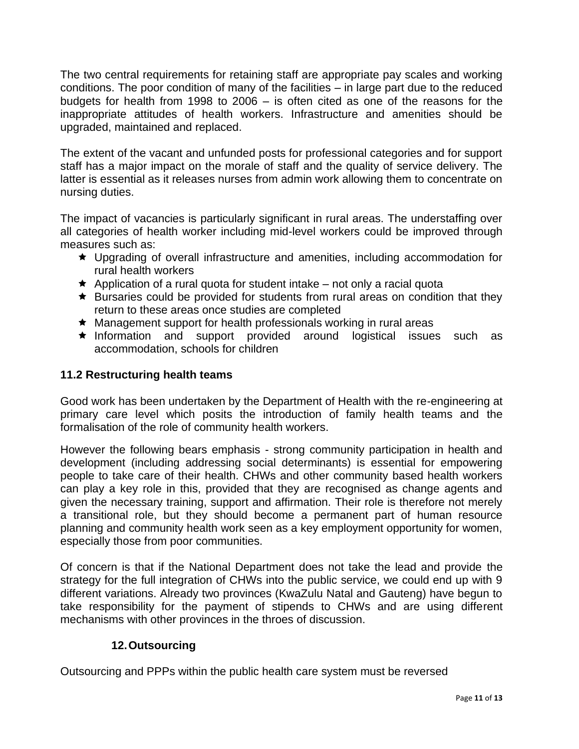The two central requirements for retaining staff are appropriate pay scales and working conditions. The poor condition of many of the facilities – in large part due to the reduced budgets for health from 1998 to 2006 – is often cited as one of the reasons for the inappropriate attitudes of health workers. Infrastructure and amenities should be upgraded, maintained and replaced.

The extent of the vacant and unfunded posts for professional categories and for support staff has a major impact on the morale of staff and the quality of service delivery. The latter is essential as it releases nurses from admin work allowing them to concentrate on nursing duties.

The impact of vacancies is particularly significant in rural areas. The understaffing over all categories of health worker including mid-level workers could be improved through measures such as:

- Upgrading of overall infrastructure and amenities, including accommodation for rural health workers
- Application of a rural quota for student intake – not only a racial quota
- Bursaries could be provided for students from rural areas on condition that they return to these areas once studies are completed
- Management support for health professionals working in rural areas
- Information and support provided around logistical issues such as accommodation, schools for children

### 11.2 Restructuring health teams

Good work has been undertaken by the Department of Health with the re-engineering at primary care level which posits the introduction of family health teams and the formalisation of the role of community health workers.

However the following bears emphasis - strong community participation in health and development (including addressing social determinants) is essential for empowering people to take care of their health. CHWs and other community based health workers can play a key role in this, provided that they are recognised as change agents and given the necessary training, support and affirmation. Their role is therefore not merely a transitional role, but they should become a permanent part of human resource planning and community health work seen as a key employment opportunity for women, especially those from poor communities.

Of concern is that if the National Department does not take the lead and provide the strategy for the full integration of CHWs into the public service, we could end up with 9 different variations. Already two provinces (KwaZulu Natal and Gauteng) have begun to take responsibility for the payment of stipends to CHWs and are using different mechanisms with other provinces in the throes of discussion.

## 12. Outsourcing

Outsourcing and PPPs within the public health care system must be reversed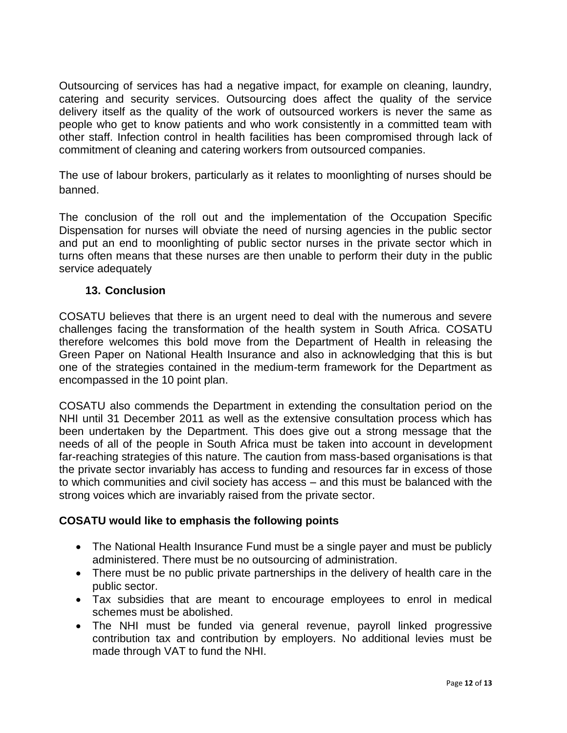Outsourcing of services has had a negative impact, for example on cleaning, laundry, catering and security services. Outsourcing does affect the quality of the service delivery itself as the quality of the work of outsourced workers is never the same as people who get to know patients and who work consistently in a committed team with other staff. Infection control in health facilities has been compromised through lack of commitment of cleaning and catering workers from outsourced companies.

The use of labour brokers, particularly as it relates to moonlighting of nurses should be banned.

The conclusion of the roll out and the implementation of the Occupation Specific Dispensation for nurses will obviate the need of nursing agencies in the public sector and put an end to moonlighting of public sector nurses in the private sector which in turns often means that these nurses are then unable to perform their duty in the public service adequately

## 13. Conclusion

COSATU believes that there is an urgent need to deal with the numerous and severe challenges facing the transformation of the health system in South Africa. COSATU therefore welcomes this bold move from the Department of Health in releasing the Green Paper on National Health Insurance and also in acknowledging that this is but one of the strategies contained in the medium-term framework for the Department as encompassed in the 10 point plan.

COSATU also commends the Department in extending the consultation period on the NHI until 31 December 2011 as well as the extensive consultation process which has been undertaken by the Department. This does give out a strong message that the needs of all of the people in South Africa must be taken into account in development far-reaching strategies of this nature. The caution from mass-based organisations is that the private sector invariably has access to funding and resources far in excess of those to which communities and civil society has access – and this must be balanced with the strong voices which are invariably raised from the private sector.

**COSATU would like to emphasis the following points**

- The National Health Insurance Fund must be a single payer and must be publicly administered. There must be no outsourcing of administration.
- There must be no public private partnerships in the delivery of health care in the public sector.
- Tax subsidies that are meant to encourage employees to enrol in medical schemes must be abolished.
- The NHI must be funded via general revenue, payroll linked progressive contribution tax and contribution by employers. No additional levies must be made through VAT to fund the NHI.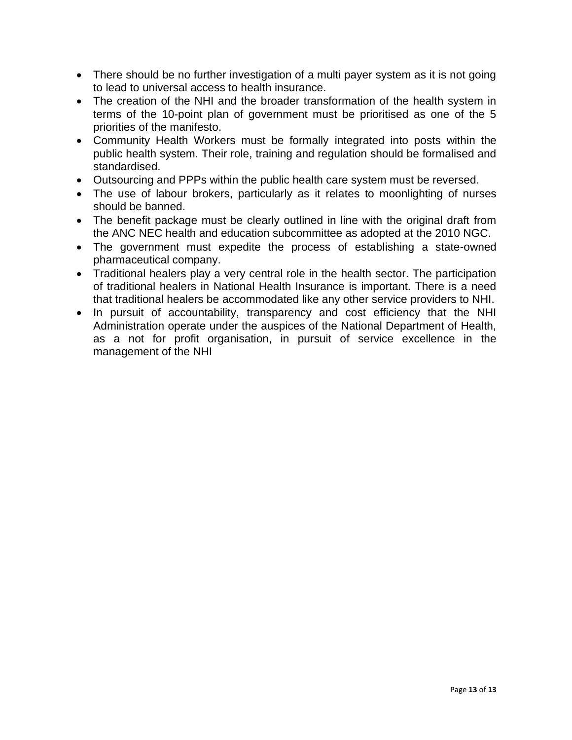- There should be no further investigation of a multi payer system as it is not going to lead to universal access to health insurance.
- The creation of the NHI and the broader transformation of the health system in terms of the 10-point plan of government must be prioritised as one of the 5 priorities of the manifesto.
- Community Health Workers must be formally integrated into posts within the public health system. Their role, training and regulation should be formalised and standardised.
- Outsourcing and PPPs within the public health care system must be reversed.
- The use of labour brokers, particularly as it relates to moonlighting of nurses should be banned.
- The benefit package must be clearly outlined in line with the original draft from the ANC NEC health and education subcommittee as adopted at the 2010 NGC.
- The government must expedite the process of establishing a state-owned pharmaceutical company.
- Traditional healers play a very central role in the health sector. The participation of traditional healers in National Health Insurance is important. There is a need that traditional healers be accommodated like any other service providers to NHI.
- In pursuit of accountability, transparency and cost efficiency that the NHI Administration operate under the auspices of the National Department of Health, as a not for profit organisation, in pursuit of service excellence in the management of the NHI